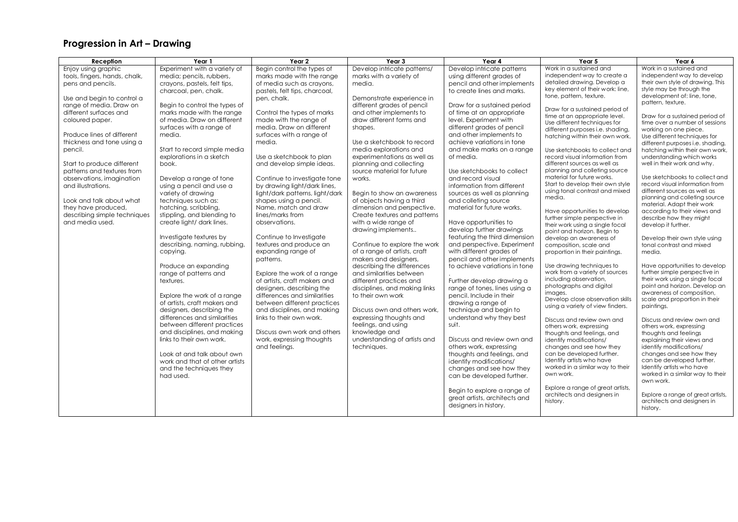# Progression in Art – Drawing

| Reception | Year 1 | Year 2 | Year 3 | Year 4 | Year 5 | Year 6 |
|---|---|---|---|---|---|---|
| Enjoy using graphic tools, fingers, hands, chalk, pens and pencils.<br><br>Use and begin to control a range of media. Draw on different surfaces and coloured paper.<br><br>Produce lines of different thickness and tone using a pencil.<br><br>Start to produce different patterns and textures from observations, imagination and illustrations.<br><br>Look and talk about what they have produced, describing simple techniques and media used. | Experiment with a variety of media; pencils, rubbers, crayons, pastels, felt tips, charcoal, pen, chalk.<br><br>Begin to control the types of marks made with the range of media. Draw on different surfaces with a range of media.<br><br>Start to record simple media explorations in a sketch book.<br><br>Develop a range of tone using a pencil and use a variety of drawing techniques such as: hatching, scribbling, stippling, and blending to create light/ dark lines.<br><br>Investigate textures by describing, naming, rubbing, copying.<br><br>Produce an expanding range of patterns and textures.<br><br>Explore the work of a range of artists, craft makers and designers, describing the differences and similarities between different practices and disciplines, and making links to their own work.<br><br>Look at and talk about own work and that of other artists and the techniques they had used. | Begin control the types of marks made with the range of media such as crayons, pastels, felt tips, charcoal, pen, chalk.<br><br>Control the types of marks made with the range of media. Draw on different surfaces with a range of media.<br><br>Use a sketchbook to plan and develop simple ideas.<br><br>Continue to investigate tone by drawing light/dark lines, light/dark patterns, light/dark shapes using a pencil. Name, match and draw lines/marks from observations.<br><br>Continue to Investigate textures and produce an expanding range of patterns.<br><br>Explore the work of a range of artists, craft makers and designers, describing the differences and similarities between different practices and disciplines, and making links to their own work.<br><br>Discuss own work and others work, expressing thoughts and feelings. | Develop intricate patterns/ marks with a variety of media.<br><br>Demonstrate experience in different grades of pencil and other implements to draw different forms and shapes.<br><br>Use a sketchbook to record media explorations and experimentations as well as planning and collecting source material for future works.<br><br>Begin to show an awareness of objects having a third dimension and perspective. Create textures and patterns with a wide range of drawing implements..<br><br>Continue to explore the work of a range of artists, craft makers and designers, describing the differences and similarities between different practices and disciplines, and making links to their own work<br><br>Discuss own and others work, expressing thoughts and feelings, and using knowledge and understanding of artists and techniques. | Develop intricate patterns using different grades of pencil and other implements to create lines and marks.<br><br>Draw for a sustained period of time at an appropriate level. Experiment with different grades of pencil and other implements to achieve variations in tone and make marks on a range of media.<br><br>Use sketchbooks to collect and record visual information from different sources as well as planning and colleting source material for future works.<br><br>Have opportunities to develop further drawings featuring the third dimension and perspective. Experiment with different grades of pencil and other implements to achieve variations in tone<br>.<br><br>Further develop drawing a range of tones, lines using a pencil. Include in their drawing a range of technique and begin to understand why they best suit.<br><br>Discuss and review own and others work, expressing thoughts and feelings, and identify modifications/ changes and see how they can be developed further.<br><br>Begin to explore a range of great artists, architects and designers in history. | Work in a sustained and independent way to create a detailed drawing. Develop a key element of their work: line, tone, pattern, texture.<br><br>Draw for a sustained period of time at an appropriate level. Use different techniques for different purposes i.e. shading, hatching within their own work.<br><br>Use sketchbooks to collect and record visual information from different sources as well as planning and colleting source material for future works. Start to develop their own style using tonal contrast and mixed media.<br><br>Have opportunities to develop further simple perspective in their work using a single focal point and horizon. Begin to develop an awareness of composition, scale and proportion in their paintings.<br><br>Use drawing techniques to work from a variety of sources including observation, photographs and digital images. Develop close observation skills using a variety of view finders.<br><br>Discuss and review own and others work, expressing thoughts and feelings, and identify modifications/ changes and see how they can be developed further. Identify artists who have worked in a similar way to their own work.<br><br>Explore a range of great artists, architects and designers in history. | Work in a sustained and independent way to develop their own style of drawing. This style may be through the development of: line, tone, pattern, texture.<br><br>Draw for a sustained period of time over a number of sessions working on one piece. Use different techniques for different purposes i.e. shading, hatching within their own work, understanding which works well in their work and why.<br><br>Use sketchbooks to collect and record visual information from different sources as well as planning and colleting source material. Adapt their work according to their views and describe how they might develop it further.<br><br>Develop their own style using tonal contrast and mixed media.<br><br>Have opportunities to develop further simple perspective in their work using a single focal point and horizon. Develop an awareness of composition, scale and proportion in their paintings.<br><br>Discuss and review own and others work, expressing thoughts and feelings explaining their views and identify modifications/ changes and see how they can be developed further. Identify artists who have worked in a similar way to their own work.<br><br>Explore a range of great artists, architects and designers in history. |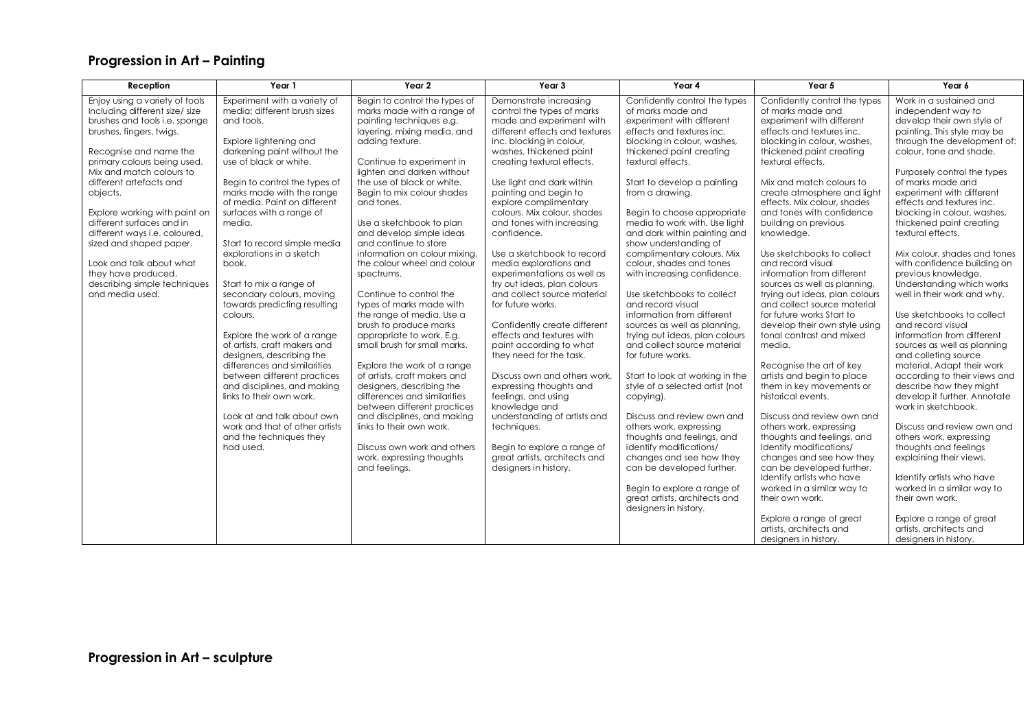## Progression in Art – Painting

| Reception | Year 1 | Year 2 | Year 3 | Year 4 | Year 5 | Year 6 |
|---|---|---|---|---|---|---|
| Enjoy using a variety of tools Including different size/ size brushes and tools i.e. sponge brushes, fingers, twigs.<br><br>Recognise and name the primary colours being used. Mix and match colours to different artefacts and objects.<br><br>Explore working with paint on different surfaces and in different ways i.e. coloured, sized and shaped paper.<br><br>Look and talk about what they have produced, describing simple techniques and media used. | Experiment with a variety of media; different brush sizes and tools.<br><br>Explore lightening and darkening paint without the use of black or white.<br><br>Begin to control the types of marks made with the range of media. Paint on different surfaces with a range of media.<br><br>Start to record simple media explorations in a sketch book.<br><br>Start to mix a range of secondary colours, moving towards predicting resulting colours.<br><br>Explore the work of a range of artists, craft makers and designers, describing the differences and similarities between different practices and disciplines, and making links to their own work.<br><br>Look at and talk about own work and that of other artists and the techniques they had used. | Begin to control the types of marks made with a range of painting techniques e.g. layering, mixing media, and adding texture.<br><br>Continue to experiment in lighten and darken without the use of black or white. Begin to mix colour shades and tones.<br><br>Use a sketchbook to plan and develop simple ideas and continue to store information on colour mixing, the colour wheel and colour spectrums.<br><br>Continue to control the types of marks made with the range of media. Use a brush to produce marks appropriate to work. E.g. small brush for small marks.<br><br>Explore the work of a range of artists, craft makers and designers, describing the differences and similarities between different practices and disciplines, and making links to their own work.<br><br>Discuss own work and others work, expressing thoughts and feelings. | Demonstrate increasing control the types of marks made and experiment with different effects and textures inc. blocking in colour, washes, thickened paint creating textural effects.<br><br>Use light and dark within painting and begin to explore complimentary colours. Mix colour, shades and tones with increasing confidence.<br><br>Use a sketchbook to record media explorations and experimentations as well as try out ideas, plan colours and collect source material for future works.<br><br>Confidently create different effects and textures with paint according to what they need for the task.<br><br>Discuss own and others work, expressing thoughts and feelings, and using knowledge and understanding of artists and techniques.<br><br>Begin to explore a range of great artists, architects and designers in history. | Confidently control the types of marks made and experiment with different effects and textures inc. blocking in colour, washes, thickened paint creating textural effects.<br><br>Start to develop a painting from a drawing.<br><br>Begin to choose appropriate media to work with. Use light and dark within painting and show understanding of complimentary colours. Mix colour, shades and tones with increasing confidence.<br><br>Use sketchbooks to collect and record visual information from different sources as well as planning, trying out ideas, plan colours and collect source material for future works.<br><br>Start to look at working in the style of a selected artist (not copying).<br><br>Discuss and review own and others work, expressing thoughts and feelings, and identify modifications/ changes and see how they can be developed further.<br><br>Begin to explore a range of great artists, architects and designers in history. | Confidently control the types of marks made and experiment with different effects and textures inc. blocking in colour, washes, thickened paint creating textural effects.<br><br>Mix and match colours to create atmosphere and light effects. Mix colour, shades and tones with confidence building on previous knowledge.<br><br>Use sketchbooks to collect and record visual information from different sources as well as planning, trying out ideas, plan colours and collect source material for future works Start to develop their own style using tonal contrast and mixed media.<br><br>Recognise the art of key artists and begin to place them in key movements or historical events.<br><br>Discuss and review own and others work, expressing thoughts and feelings, and identify modifications/ changes and see how they can be developed further. Identify artists who have worked in a similar way to their own work.<br><br>Explore a range of great artists, architects and designers in history. | Work in a sustained and independent way to develop their own style of painting. This style may be through the development of: colour, tone and shade.<br><br>Purposely control the types of marks made and experiment with different effects and textures inc. blocking in colour, washes, thickened paint creating textural effects.<br><br>Mix colour, shades and tones with confidence building on previous knowledge. Understanding which works well in their work and why.<br><br>Use sketchbooks to collect and record visual information from different sources as well as planning and colleting source material. Adapt their work according to their views and describe how they might develop it further. Annotate work in sketchbook.<br><br>Discuss and review own and others work, expressing thoughts and feelings explaining their views.<br><br>Identify artists who have worked in a similar way to their own work.<br><br>Explore a range of great artists, architects and designers in history. |

## Progression in Art – sculpture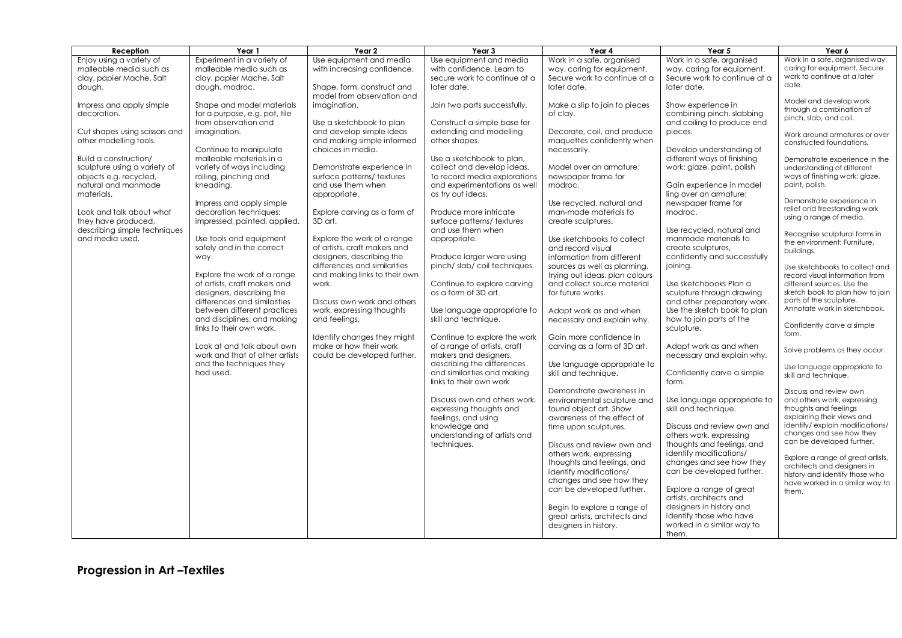| Reception | Year 1 | Year 2 | Year 3 | Year 4 | Year 5 | Year 6 |
|---|---|---|---|---|---|---|
| Enjoy using a variety of malleable media such as clay, papier Mache, Salt dough.<br><br>Impress and apply simple decoration.<br><br>Cut shapes using scissors and other modelling tools.<br><br>Build a construction/ sculpture using a variety of objects e.g. recycled, natural and manmade materials.<br><br>Look and talk about what they have produced, describing simple techniques and media used. | Experiment in a variety of malleable media such as clay, papier Mache, Salt dough, modroc.<br><br>Shape and model materials for a purpose, e.g. pot, tile from observation and imagination.<br><br>Continue to manipulate malleable materials in a variety of ways including rolling, pinching and kneading.<br><br>Impress and apply simple decoration techniques: impressed, painted, applied.<br><br>Use tools and equipment safely and in the correct way.<br><br>Explore the work of a range of artists, craft makers and designers, describing the differences and similarities between different practices and disciplines, and making links to their own work.<br><br>Look at and talk about own work and that of other artists and the techniques they had used. | Use equipment and media with increasing confidence.<br><br>Shape, form, construct and model from observation and imagination.<br><br>Use a sketchbook to plan and develop simple ideas and making simple informed choices in media.<br><br>Demonstrate experience in surface patterns/ textures and use them when appropriate.<br><br>Explore carving as a form of 3D art.<br><br>Explore the work of a range of artists, craft makers and designers, describing the differences and similarities and making links to their own work.<br><br>Discuss own work and others work, expressing thoughts and feelings.<br><br>Identify changes they might make or how their work could be developed further. | Use equipment and media with confidence. Learn to secure work to continue at a later date.<br><br>Join two parts successfully.<br><br>Construct a simple base for extending and modelling other shapes.<br><br>Use a sketchbook to plan, collect and develop ideas. To record media explorations and experimentations as well as try out ideas.<br><br>Produce more intricate surface patterns/ textures and use them when appropriate.<br><br>Produce larger ware using pinch/ slab/ coil techniques.<br><br>Continue to explore carving as a form of 3D art.<br><br>Use language appropriate to skill and technique.<br><br>Continue to explore the work of a range of artists, craft makers and designers, describing the differences and similarities and making links to their own work<br><br>Discuss own and others work, expressing thoughts and feelings, and using knowledge and understanding of artists and techniques. | Work in a safe, organised way, caring for equipment. Secure work to continue at a later date.<br><br>Make a slip to join to pieces of clay.<br><br>Decorate, coil, and produce maquettes confidently when necessarily.<br><br>Model over an armature: newspaper frame for modroc.<br><br>Use recycled, natural and man-made materials to create sculptures.<br><br>Use sketchbooks to collect and record visual information from different sources as well as planning, trying out ideas, plan colours and collect source material for future works.<br><br>Adapt work as and when necessary and explain why.<br><br>Gain more confidence in carving as a form of 3D art.<br><br>Use language appropriate to skill and technique.<br><br>Demonstrate awareness in environmental sculpture and found object art. Show awareness of the effect of time upon sculptures.<br><br>Discuss and review own and others work, expressing thoughts and feelings, and identify modifications/ changes and see how they can be developed further.<br><br>Begin to explore a range of great artists, architects and designers in history. | Work in a safe, organised way, caring for equipment. Secure work to continue at a later date.<br><br>Show experience in combining pinch, slabbing and coiling to produce end pieces.<br><br>Develop understanding of different ways of finishing work: glaze, paint, polish<br><br>Gain experience in model ling over an armature: newspaper frame for modroc.<br><br>Use recycled, natural and manmade materials to create sculptures, confidently and successfully joining.<br><br>Use sketchbooks Plan a sculpture through drawing and other preparatory work. Use the sketch book to plan how to join parts of the sculpture.<br><br>Adapt work as and when necessary and explain why.<br><br>Confidently carve a simple form.<br><br>Use language appropriate to skill and technique.<br><br>Discuss and review own and others work, expressing thoughts and feelings, and identify modifications/ changes and see how they can be developed further.<br><br>Explore a range of great artists, architects and designers in history and identify those who have worked in a similar way to them. | Work in a safe, organised way, caring for equipment. Secure work to continue at a later date.<br><br>Model and develop work through a combination of pinch, slab, and coil.<br><br>Work around armatures or over constructed foundations.<br><br>Demonstrate experience in the understanding of different ways of finishing work: glaze, paint, polish.<br><br>Demonstrate experience in relief and freestanding work using a range of media.<br><br>Recognise sculptural forms in the environment: Furniture, buildings.<br><br>Use sketchbooks to collect and record visual information from different sources. Use the sketch book to plan how to join parts of the sculpture. Annotate work in sketchbook.<br><br>Confidently carve a simple form.<br><br>Solve problems as they occur.<br><br>Use language appropriate to skill and technique.<br><br>Discuss and review own and others work, expressing thoughts and feelings explaining their views and identify/ explain modifications/ changes and see how they can be developed further.<br><br>Explore a range of great artists, architects and designers in history and identify those who have worked in a similar way to them. |

## Progression in Art –Textiles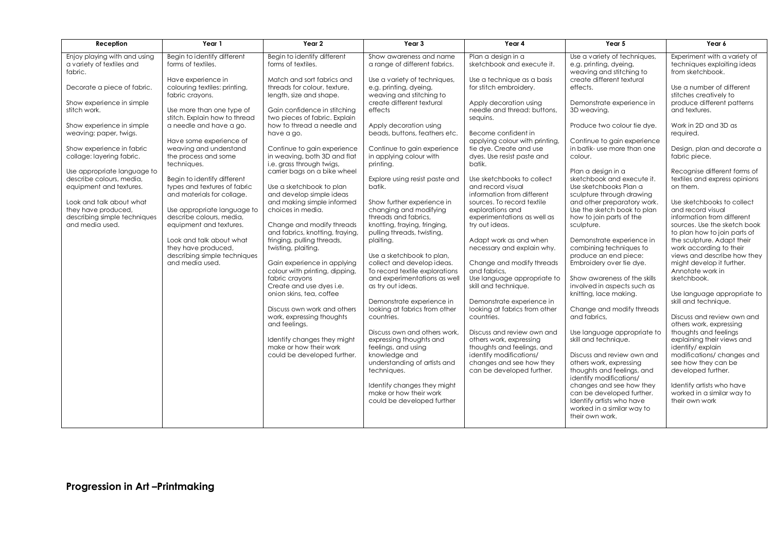| Reception | Year 1 | Year 2 | Year 3 | Year 4 | Year 5 | Year 6 |
|---|---|---|---|---|---|---|
| Enjoy playing with and using a variety of textiles and fabric.<br><br>Decorate a piece of fabric.<br><br>Show experience in simple stitch work.<br><br>Show experience in simple weaving: paper, twigs.<br><br>Show experience in fabric collage: layering fabric.<br><br>Use appropriate language to describe colours, media, equipment and textures.<br><br>Look and talk about what they have produced, describing simple techniques and media used. | Begin to identify different forms of textiles.<br><br>Have experience in colouring textiles: printing, fabric crayons.<br><br>Use more than one type of stitch. Explain how to thread a needle and have a go.<br><br>Have some experience of weaving and understand the process and some techniques.<br><br>Begin to identify different types and textures of fabric and materials for collage.<br><br>Use appropriate language to describe colours, media, equipment and textures.<br><br>Look and talk about what they have produced, describing simple techniques and media used. | Begin to identify different forms of textiles.<br><br>Match and sort fabrics and threads for colour, texture, length, size and shape.<br><br>Gain confidence in stitching two pieces of fabric. Explain how to thread a needle and have a go.<br><br>Continue to gain experience in weaving, both 3D and flat i.e. grass through twigs, carrier bags on a bike wheel<br><br>Use a sketchbook to plan and develop simple ideas and making simple informed choices in media.<br><br>Change and modify threads and fabrics, knotting, fraying, fringing, pulling threads, twisting, plaiting.<br><br>Gain experience in applying colour with printing, dipping, fabric crayons<br>Create and use dyes i.e. onion skins, tea, coffee<br><br>Discuss own work and others work, expressing thoughts and feelings.<br><br>Identify changes they might make or how their work could be developed further. | Show awareness and name a range of different fabrics.<br><br>Use a variety of techniques, e.g. printing, dyeing, weaving and stitching to create different textural effects<br><br>Apply decoration using beads, buttons, feathers etc.<br><br>Continue to gain experience in applying colour with printing.<br><br>Explore using resist paste and batik.<br><br>Show further experience in changing and modifying threads and fabrics, knotting, fraying, fringing, pulling threads, twisting, plaiting.<br><br>Use a sketchbook to plan, collect and develop ideas. To record textile explorations and experimentations as well as try out ideas.<br><br>Demonstrate experience in looking at fabrics from other countries.<br><br>Discuss own and others work, expressing thoughts and feelings, and using knowledge and understanding of artists and techniques.<br><br>Identify changes they might make or how their work could be developed further | Plan a design in a sketchbook and execute it.<br><br>Use a technique as a basis for stitch embroidery.<br><br>Apply decoration using needle and thread: buttons, sequins.<br><br>Become confident in applying colour with printing, tie dye. Create and use dyes. Use resist paste and batik.<br><br>Use sketchbooks to collect and record visual information from different sources. To record textile explorations and experimentations as well as try out ideas.<br><br>Adapt work as and when necessary and explain why.<br><br>Change and modify threads and fabrics,<br>Use language appropriate to skill and technique.<br><br>Demonstrate experience in looking at fabrics from other countries.<br><br>Discuss and review own and others work, expressing thoughts and feelings, and identify modifications/ changes and see how they can be developed further. | Use a variety of techniques, e.g. printing, dyeing, weaving and stitching to create different textural effects.<br><br>Demonstrate experience in 3D weaving.<br><br>Produce two colour tie dye.<br><br>Continue to gain experience in batik- use more than one colour.<br><br>Plan a design in a sketchbook and execute it. Use sketchbooks Plan a sculpture through drawing and other preparatory work. Use the sketch book to plan how to join parts of the sculpture.<br><br>Demonstrate experience in combining techniques to produce an end piece: Embroidery over tie dye.<br><br>Show awareness of the skills involved in aspects such as knitting, lace making.<br><br>Change and modify threads and fabrics,<br><br>Use language appropriate to skill and technique.<br><br>Discuss and review own and others work, expressing thoughts and feelings, and identify modifications/ changes and see how they can be developed further. Identify artists who have worked in a similar way to their own work. | Experiment with a variety of techniques exploiting ideas from sketchbook.<br><br>Use a number of different stitches creatively to produce different patterns and textures.<br><br>Work in 2D and 3D as required.<br><br>Design, plan and decorate a fabric piece.<br><br>Recognise different forms of textiles and express opinions on them.<br><br>Use sketchbooks to collect and record visual information from different sources. Use the sketch book to plan how to join parts of the sculpture. Adapt their work according to their views and describe how they might develop it further. Annotate work in sketchbook.<br><br>Use language appropriate to skill and technique.<br><br>Discuss and review own and others work, expressing thoughts and feelings explaining their views and identify/ explain modifications/ changes and see how they can be developed further.<br><br>Identify artists who have worked in a similar way to their own work |

## Progression in Art –Printmaking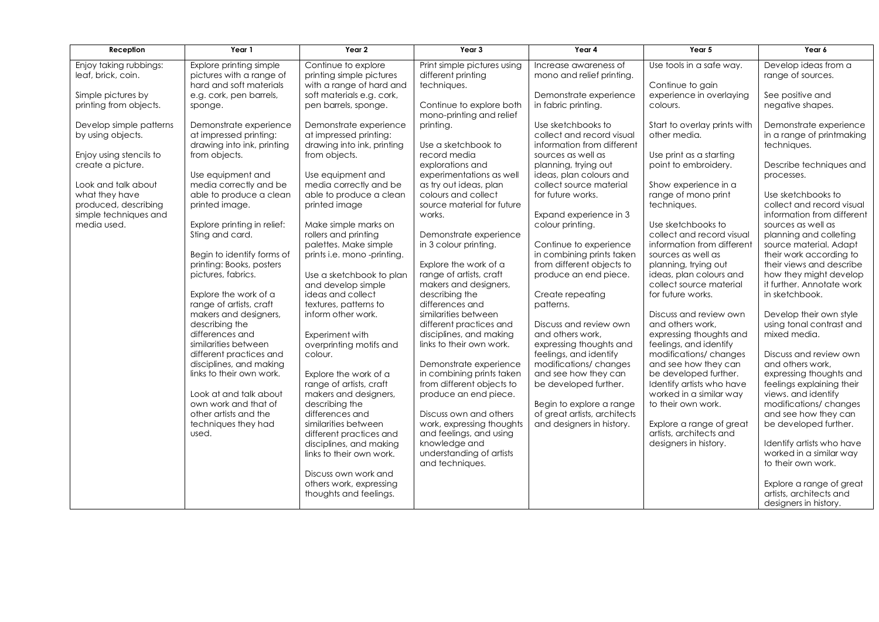| Reception | Year 1 | Year 2 | Year 3 | Year 4 | Year 5 | Year 6 |
|---|---|---|---|---|---|---|
| Enjoy taking rubbings: leaf, brick, coin.<br><br>Simple pictures by printing from objects.<br><br>Develop simple patterns by using objects.<br><br>Enjoy using stencils to create a picture.<br><br>Look and talk about what they have produced, describing simple techniques and media used. | Explore printing simple pictures with a range of hard and soft materials e.g. cork, pen barrels, sponge.<br><br>Demonstrate experience at impressed printing: drawing into ink, printing from objects.<br><br>Use equipment and media correctly and be able to produce a clean printed image.<br><br>Explore printing in relief: Sting and card.<br><br>Begin to identify forms of printing: Books, posters pictures, fabrics.<br><br>Explore the work of a range of artists, craft makers and designers, describing the differences and similarities between different practices and disciplines, and making links to their own work.<br><br>Look at and talk about own work and that of other artists and the techniques they had used. | Continue to explore printing simple pictures with a range of hard and soft materials e.g. cork, pen barrels, sponge.<br><br>Demonstrate experience at impressed printing: drawing into ink, printing from objects.<br><br>Use equipment and media correctly and be able to produce a clean printed image<br><br>Make simple marks on rollers and printing palettes. Make simple prints i.e. mono -printing.<br><br>Use a sketchbook to plan and develop simple ideas and collect textures, patterns to inform other work.<br><br>Experiment with overprinting motifs and colour.<br><br>Explore the work of a range of artists, craft makers and designers, describing the differences and similarities between different practices and disciplines, and making links to their own work.<br><br>Discuss own work and others work, expressing thoughts and feelings. | Print simple pictures using different printing techniques.<br><br>Continue to explore both mono-printing and relief printing.<br><br>Use a sketchbook to record media explorations and experimentations as well as try out ideas, plan colours and collect source material for future works.<br><br>Demonstrate experience in 3 colour printing.<br><br>Explore the work of a range of artists, craft makers and designers, describing the differences and similarities between different practices and disciplines, and making links to their own work.<br><br>Demonstrate experience in combining prints taken from different objects to produce an end piece.<br><br>Discuss own and others work, expressing thoughts and feelings, and using knowledge and understanding of artists and techniques. | Increase awareness of mono and relief printing.<br><br>Demonstrate experience in fabric printing.<br><br>Use sketchbooks to collect and record visual information from different sources as well as planning, trying out ideas, plan colours and collect source material for future works.<br><br>Expand experience in 3 colour printing.<br><br>Continue to experience in combining prints taken from different objects to produce an end piece.<br><br>Create repeating patterns.<br><br>Discuss and review own and others work, expressing thoughts and feelings, and identify modifications/ changes and see how they can be developed further.<br><br>Begin to explore a range of great artists, architects and designers in history. | Use tools in a safe way.<br><br>Continue to gain experience in overlaying colours.<br><br>Start to overlay prints with other media.<br><br>Use print as a starting point to embroidery.<br><br>Show experience in a range of mono print techniques.<br><br>Use sketchbooks to collect and record visual information from different sources as well as planning, trying out ideas, plan colours and collect source material for future works.<br><br>Discuss and review own and others work, expressing thoughts and feelings, and identify modifications/ changes and see how they can be developed further. Identify artists who have worked in a similar way to their own work.<br><br>Explore a range of great artists, architects and designers in history. | Develop ideas from a range of sources.<br><br>See positive and negative shapes.<br><br>Demonstrate experience in a range of printmaking techniques.<br><br>Describe techniques and processes.<br><br>Use sketchbooks to collect and record visual information from different sources as well as planning and colleting source material. Adapt their work according to their views and describe how they might develop it further. Annotate work in sketchbook.<br><br>Develop their own style using tonal contrast and mixed media.<br><br>Discuss and review own and others work, expressing thoughts and feelings explaining their views. and identify modifications/ changes and see how they can be developed further.<br><br>Identify artists who have worked in a similar way to their own work.<br><br>Explore a range of great artists, architects and designers in history. |